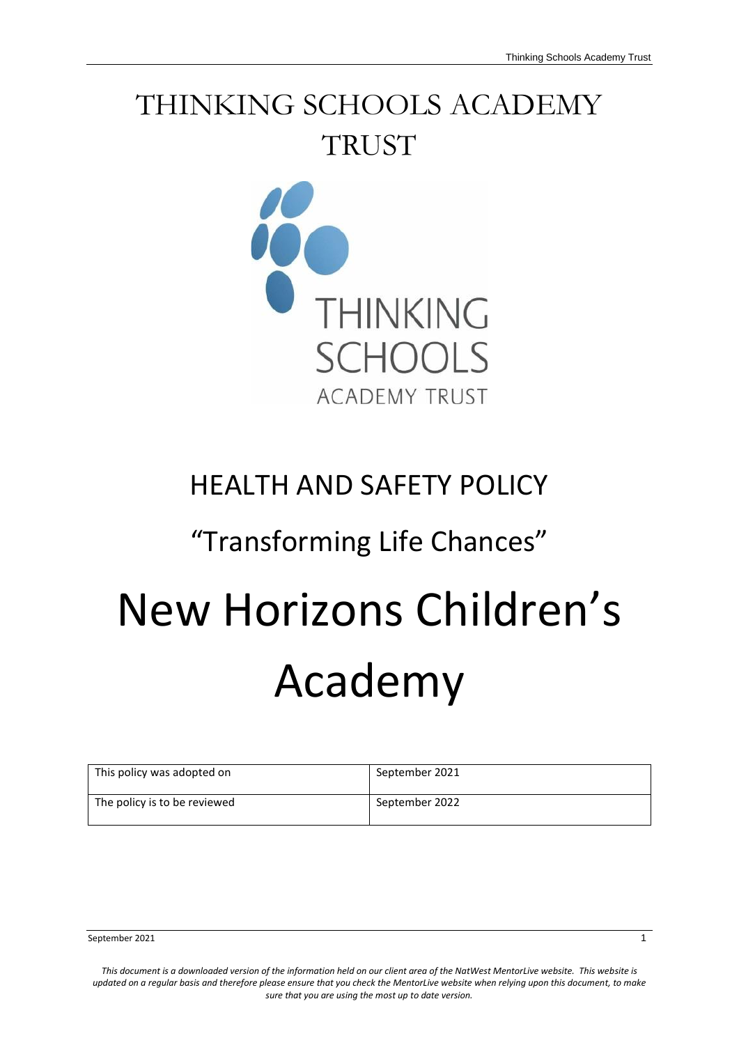# THINKING SCHOOLS ACADEMY TRUST

THINKING SCHOOLS ACADEMY TRUST

## HEALTH AND SAFETY POLICY

"Transforming Life Chances"

# New Horizons Children's Academy

| This policy was adopted on | September 2021 |
|---|---|
| The policy is to be reviewed | September 2022 |

*This document is a downloaded version of the information held on our client area of the NatWest MentorLive website. This website is updated on a regular basis and therefore please ensure that you check the MentorLive website when relying upon this document, to make sure that you are using the most up to date version.*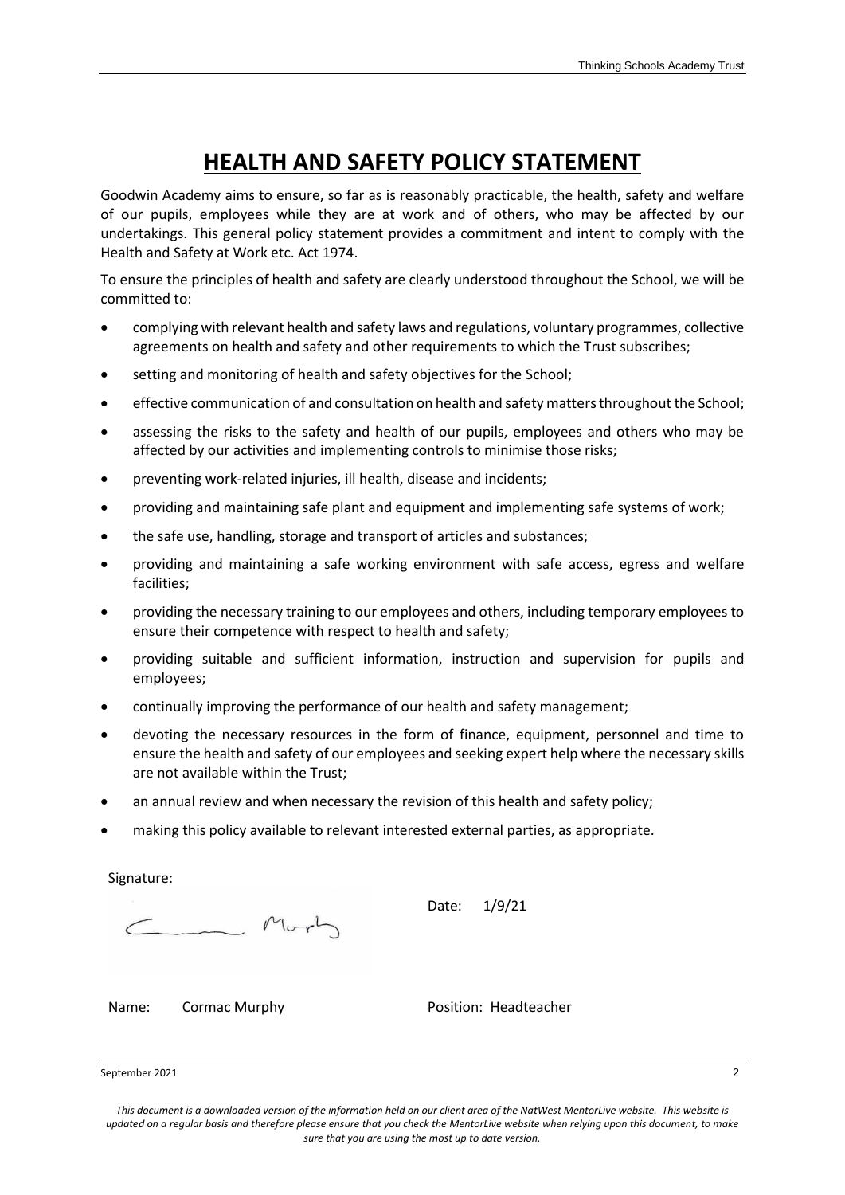# HEALTH AND SAFETY POLICY STATEMENT

Goodwin Academy aims to ensure, so far as is reasonably practicable, the health, safety and welfare of our pupils, employees while they are at work and of others, who may be affected by our undertakings. This general policy statement provides a commitment and intent to comply with the Health and Safety at Work etc. Act 1974.

To ensure the principles of health and safety are clearly understood throughout the School, we will be committed to:

- complying with relevant health and safety laws and regulations, voluntary programmes, collective agreements on health and safety and other requirements to which the Trust subscribes;
- setting and monitoring of health and safety objectives for the School;
- effective communication of and consultation on health and safety matters throughout the School;
- assessing the risks to the safety and health of our pupils, employees and others who may be affected by our activities and implementing controls to minimise those risks;
- preventing work-related injuries, ill health, disease and incidents;
- providing and maintaining safe plant and equipment and implementing safe systems of work;
- the safe use, handling, storage and transport of articles and substances;
- providing and maintaining a safe working environment with safe access, egress and welfare facilities;
- providing the necessary training to our employees and others, including temporary employees to ensure their competence with respect to health and safety;
- providing suitable and sufficient information, instruction and supervision for pupils and employees;
- continually improving the performance of our health and safety management;
- devoting the necessary resources in the form of finance, equipment, personnel and time to ensure the health and safety of our employees and seeking expert help where the necessary skills are not available within the Trust;
- an annual review and when necessary the revision of this health and safety policy;
- making this policy available to relevant interested external parties, as appropriate.

Signature:

Date: 1/9/21

Name: Cormac Murphy

Position: Headteacher

*This document is a downloaded version of the information held on our client area of the NatWest MentorLive website. This website is updated on a regular basis and therefore please ensure that you check the MentorLive website when relying upon this document, to make sure that you are using the most up to date version.*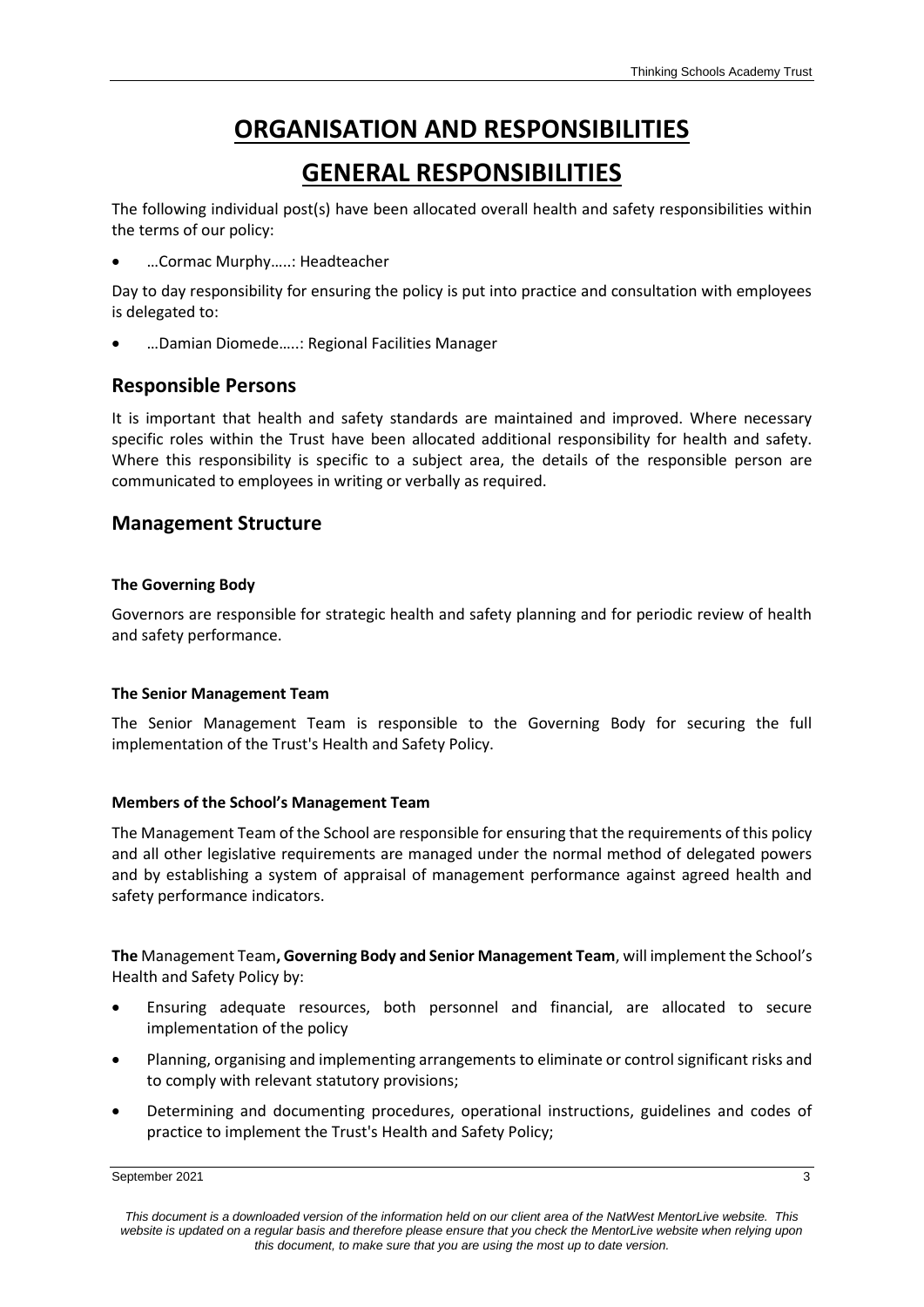# ORGANISATION AND RESPONSIBILITIES

# GENERAL RESPONSIBILITIES

The following individual post(s) have been allocated overall health and safety responsibilities within the terms of our policy:

- …Cormac Murphy…..: Headteacher

Day to day responsibility for ensuring the policy is put into practice and consultation with employees is delegated to:

- …Damian Diomede…..: Regional Facilities Manager

## Responsible Persons

It is important that health and safety standards are maintained and improved. Where necessary specific roles within the Trust have been allocated additional responsibility for health and safety. Where this responsibility is specific to a subject area, the details of the responsible person are communicated to employees in writing or verbally as required.

## Management Structure

**The Governing Body**

Governors are responsible for strategic health and safety planning and for periodic review of health and safety performance.

**The Senior Management Team**

The Senior Management Team is responsible to the Governing Body for securing the full implementation of the Trust's Health and Safety Policy.

**Members of the School's Management Team**

The Management Team of the School are responsible for ensuring that the requirements of this policy and all other legislative requirements are managed under the normal method of delegated powers and by establishing a system of appraisal of management performance against agreed health and safety performance indicators.

**The** Management Team**, Governing Body and Senior Management Team**, will implement the School's Health and Safety Policy by:

- Ensuring adequate resources, both personnel and financial, are allocated to secure implementation of the policy
- Planning, organising and implementing arrangements to eliminate or control significant risks and to comply with relevant statutory provisions;
- Determining and documenting procedures, operational instructions, guidelines and codes of practice to implement the Trust's Health and Safety Policy;

*This document is a downloaded version of the information held on our client area of the NatWest MentorLive website. This website is updated on a regular basis and therefore please ensure that you check the MentorLive website when relying upon this document, to make sure that you are using the most up to date version.*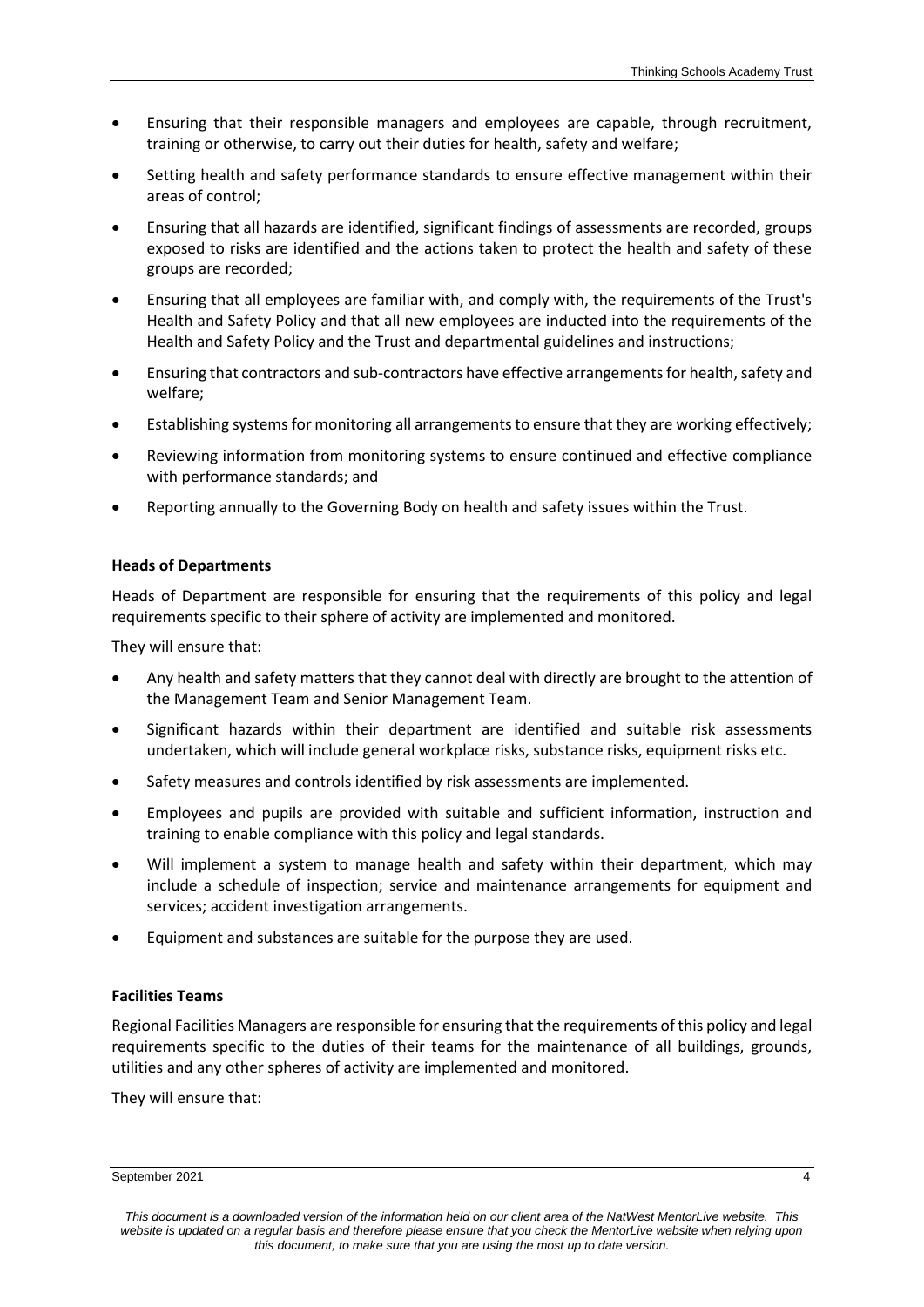- Ensuring that their responsible managers and employees are capable, through recruitment, training or otherwise, to carry out their duties for health, safety and welfare;
- Setting health and safety performance standards to ensure effective management within their areas of control;
- Ensuring that all hazards are identified, significant findings of assessments are recorded, groups exposed to risks are identified and the actions taken to protect the health and safety of these groups are recorded;
- Ensuring that all employees are familiar with, and comply with, the requirements of the Trust's Health and Safety Policy and that all new employees are inducted into the requirements of the Health and Safety Policy and the Trust and departmental guidelines and instructions;
- Ensuring that contractors and sub-contractors have effective arrangements for health, safety and welfare;
- Establishing systems for monitoring all arrangements to ensure that they are working effectively;
- Reviewing information from monitoring systems to ensure continued and effective compliance with performance standards; and
- Reporting annually to the Governing Body on health and safety issues within the Trust.

**Heads of Departments**

Heads of Department are responsible for ensuring that the requirements of this policy and legal requirements specific to their sphere of activity are implemented and monitored.

They will ensure that:

- Any health and safety matters that they cannot deal with directly are brought to the attention of the Management Team and Senior Management Team.
- Significant hazards within their department are identified and suitable risk assessments undertaken, which will include general workplace risks, substance risks, equipment risks etc.
- Safety measures and controls identified by risk assessments are implemented.
- Employees and pupils are provided with suitable and sufficient information, instruction and training to enable compliance with this policy and legal standards.
- Will implement a system to manage health and safety within their department, which may include a schedule of inspection; service and maintenance arrangements for equipment and services; accident investigation arrangements.
- Equipment and substances are suitable for the purpose they are used.

**Facilities Teams**

Regional Facilities Managers are responsible for ensuring that the requirements of this policy and legal requirements specific to the duties of their teams for the maintenance of all buildings, grounds, utilities and any other spheres of activity are implemented and monitored.

They will ensure that: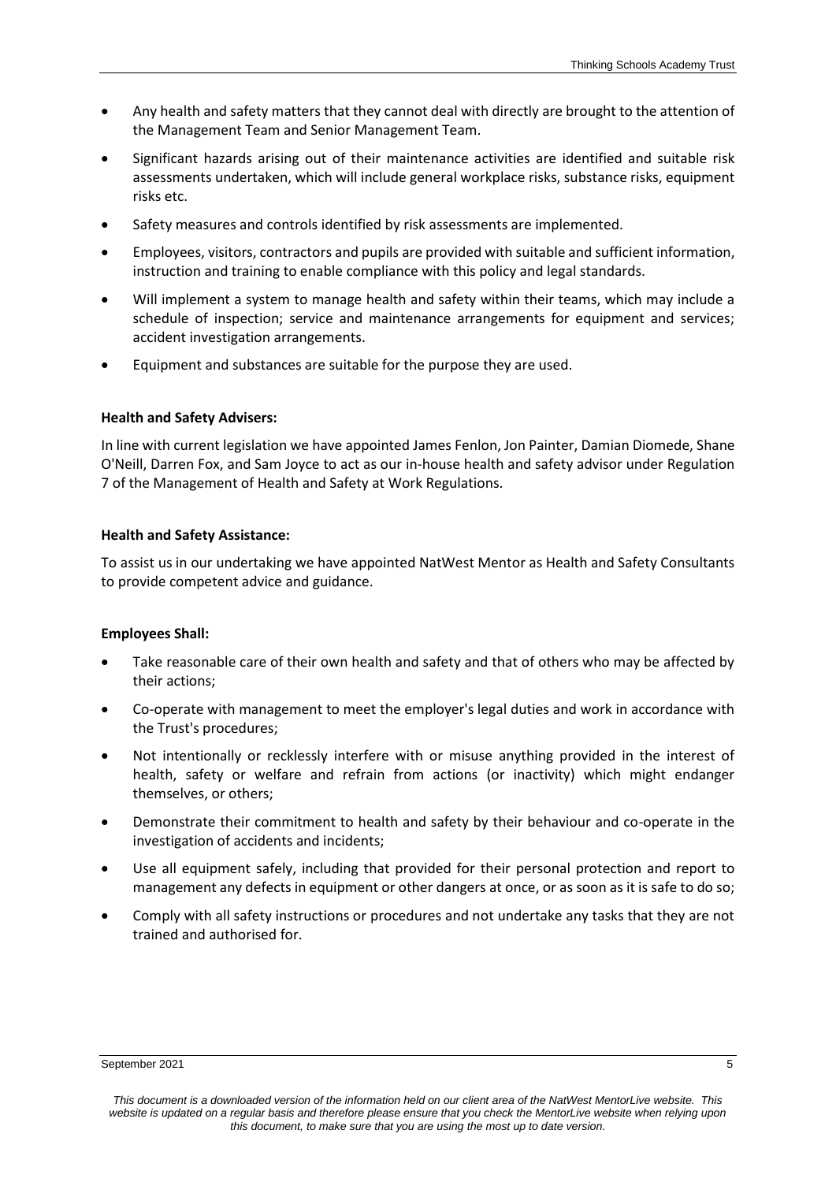- Any health and safety matters that they cannot deal with directly are brought to the attention of the Management Team and Senior Management Team.
- Significant hazards arising out of their maintenance activities are identified and suitable risk assessments undertaken, which will include general workplace risks, substance risks, equipment risks etc.
- Safety measures and controls identified by risk assessments are implemented.
- Employees, visitors, contractors and pupils are provided with suitable and sufficient information, instruction and training to enable compliance with this policy and legal standards.
- Will implement a system to manage health and safety within their teams, which may include a schedule of inspection; service and maintenance arrangements for equipment and services; accident investigation arrangements.
- Equipment and substances are suitable for the purpose they are used.

**Health and Safety Advisers:**

In line with current legislation we have appointed James Fenlon, Jon Painter, Damian Diomede, Shane O'Neill, Darren Fox, and Sam Joyce to act as our in-house health and safety advisor under Regulation 7 of the Management of Health and Safety at Work Regulations.

**Health and Safety Assistance:**

To assist us in our undertaking we have appointed NatWest Mentor as Health and Safety Consultants to provide competent advice and guidance.

**Employees Shall:**

- Take reasonable care of their own health and safety and that of others who may be affected by their actions;
- Co-operate with management to meet the employer's legal duties and work in accordance with the Trust's procedures;
- Not intentionally or recklessly interfere with or misuse anything provided in the interest of health, safety or welfare and refrain from actions (or inactivity) which might endanger themselves, or others;
- Demonstrate their commitment to health and safety by their behaviour and co-operate in the investigation of accidents and incidents;
- Use all equipment safely, including that provided for their personal protection and report to management any defects in equipment or other dangers at once, or as soon as it is safe to do so;
- Comply with all safety instructions or procedures and not undertake any tasks that they are not trained and authorised for.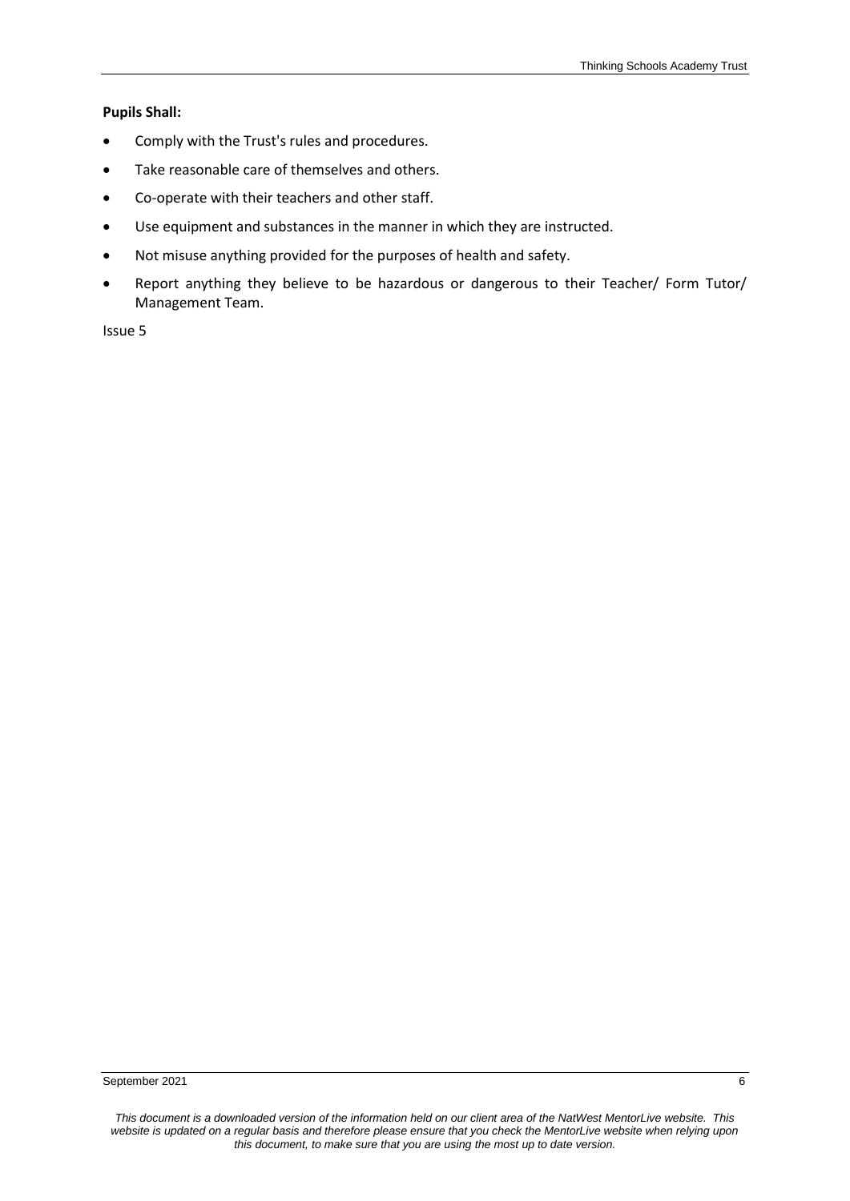**Pupils Shall:**

- Comply with the Trust's rules and procedures.
- Take reasonable care of themselves and others.
- Co-operate with their teachers and other staff.
- Use equipment and substances in the manner in which they are instructed.
- Not misuse anything provided for the purposes of health and safety.
- Report anything they believe to be hazardous or dangerous to their Teacher/ Form Tutor/ Management Team.

Issue 5